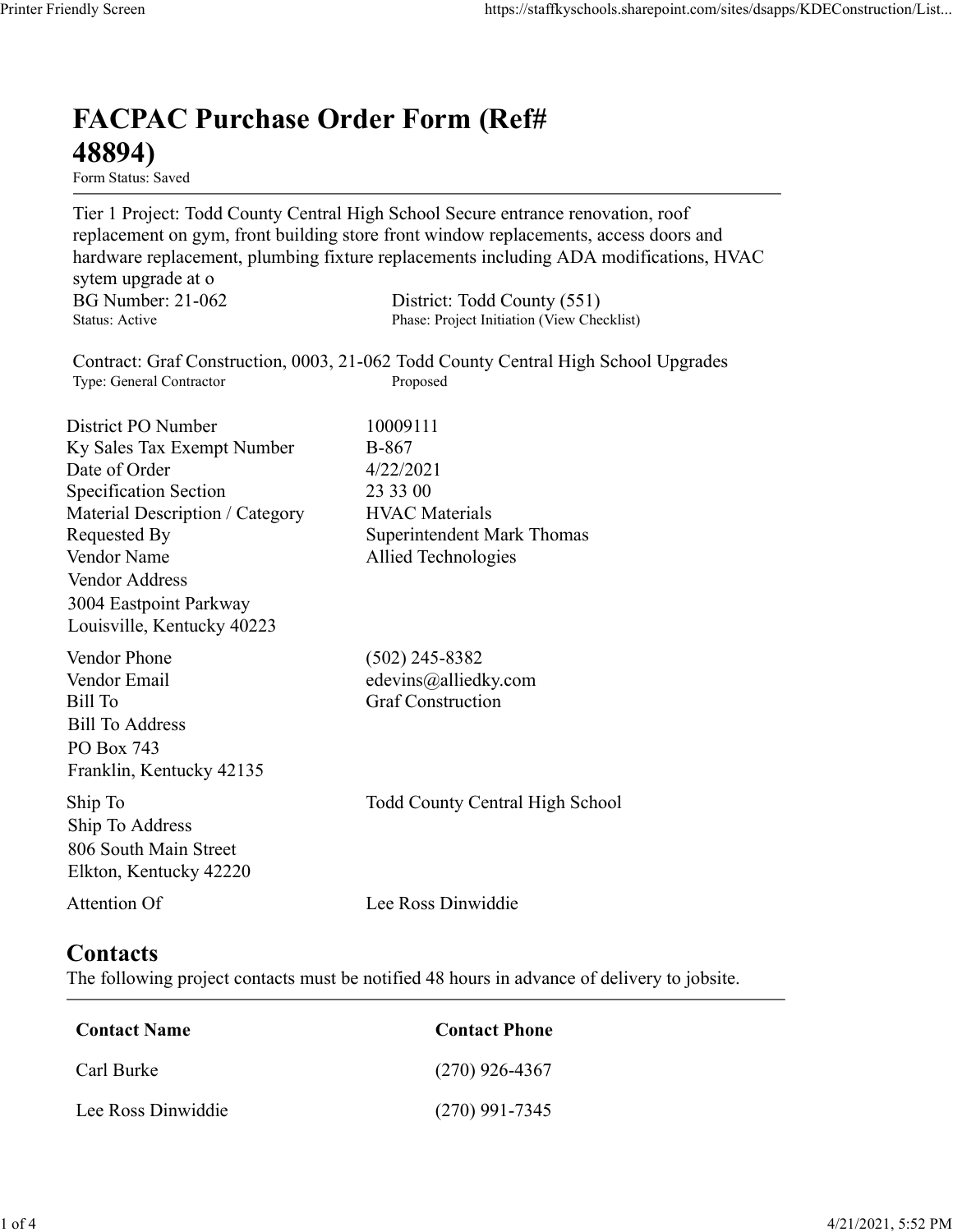# FACPAC Purchase Order Form (Ref# 48894)

Form Status: Saved

Tier 1 Project: Todd County Central High School Secure entrance renovation, roof replacement on gym, front building store front window replacements, access doors and hardware replacement, plumbing fixture replacements including ADA modifications, HVAC sytem upgrade at o

BG Number: 21-062
Status: Active

District: Todd County (551)
Phase: Project Initiation (View Checklist)

Contract: Graf Construction, 0003, 21-062 Todd County Central High School Upgrades
Type: General Contractor
Proposed

| | |
|---|---|
| District PO Number | 10009111 |
| Ky Sales Tax Exempt Number | B-867 |
| Date of Order | 4/22/2021 |
| Specification Section | 23 33 00 |
| Material Description / Category | HVAC Materials |
| Requested By | Superintendent Mark Thomas |
| Vendor Name | Allied Technologies |
| Vendor Address | 3004 Eastpoint Parkway<br>Louisville, Kentucky 40223 |
| Vendor Phone | (502) 245-8382 |
| Vendor Email | edevins@alliedky.com |
| Bill To | Graf Construction |
| Bill To Address | PO Box 743<br>Franklin, Kentucky 42135 |
| Ship To | Todd County Central High School |
| Ship To Address | 806 South Main Street<br>Elkton, Kentucky 42220 |
| Attention Of | Lee Ross Dinwiddie |

## Contacts

The following project contacts must be notified 48 hours in advance of delivery to jobsite.

| Contact Name | Contact Phone |
|---|---|
| Carl Burke | (270) 926-4367 |
| Lee Ross Dinwiddie | (270) 991-7345 |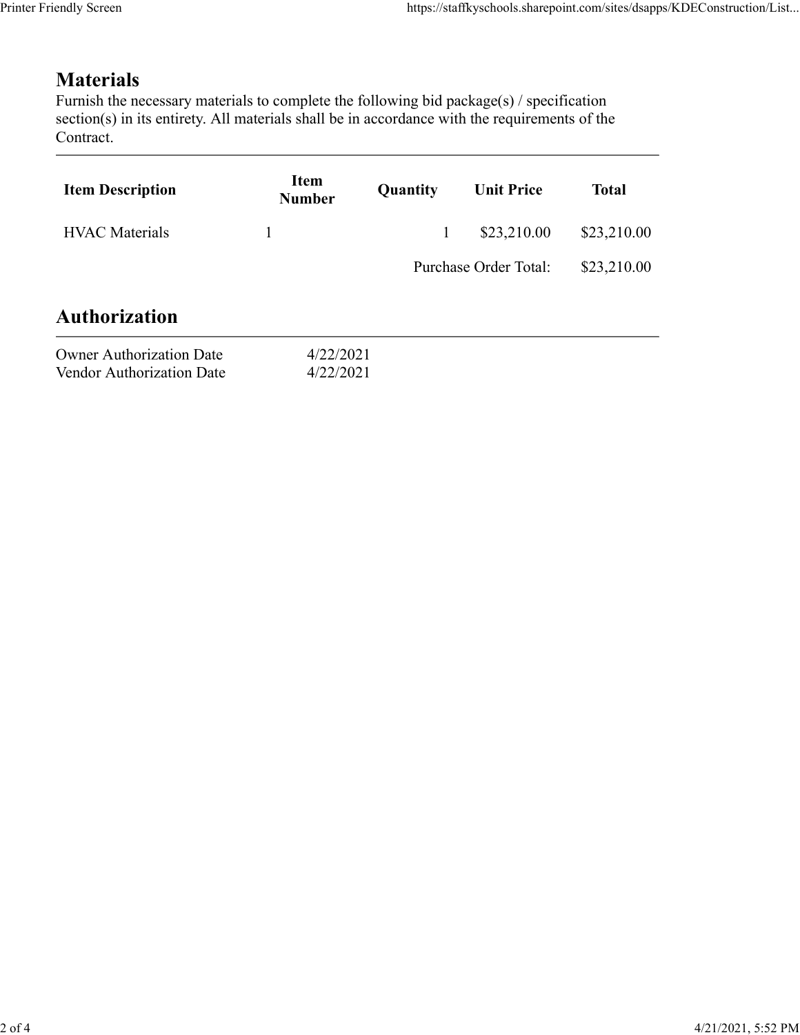## Materials

Furnish the necessary materials to complete the following bid package(s) / specification section(s) in its entirety. All materials shall be in accordance with the requirements of the Contract.

| Item Description | Item Number | Quantity | Unit Price | Total |
|---|---|---|---|---|
| HVAC Materials | 1 | 1 | $23,210.00 | $23,210.00 |
| | | | Purchase Order Total: | $23,210.00 |

## Authorization

| | |
|---|---|
| Owner Authorization Date | 4/22/2021 |
| Vendor Authorization Date | 4/22/2021 |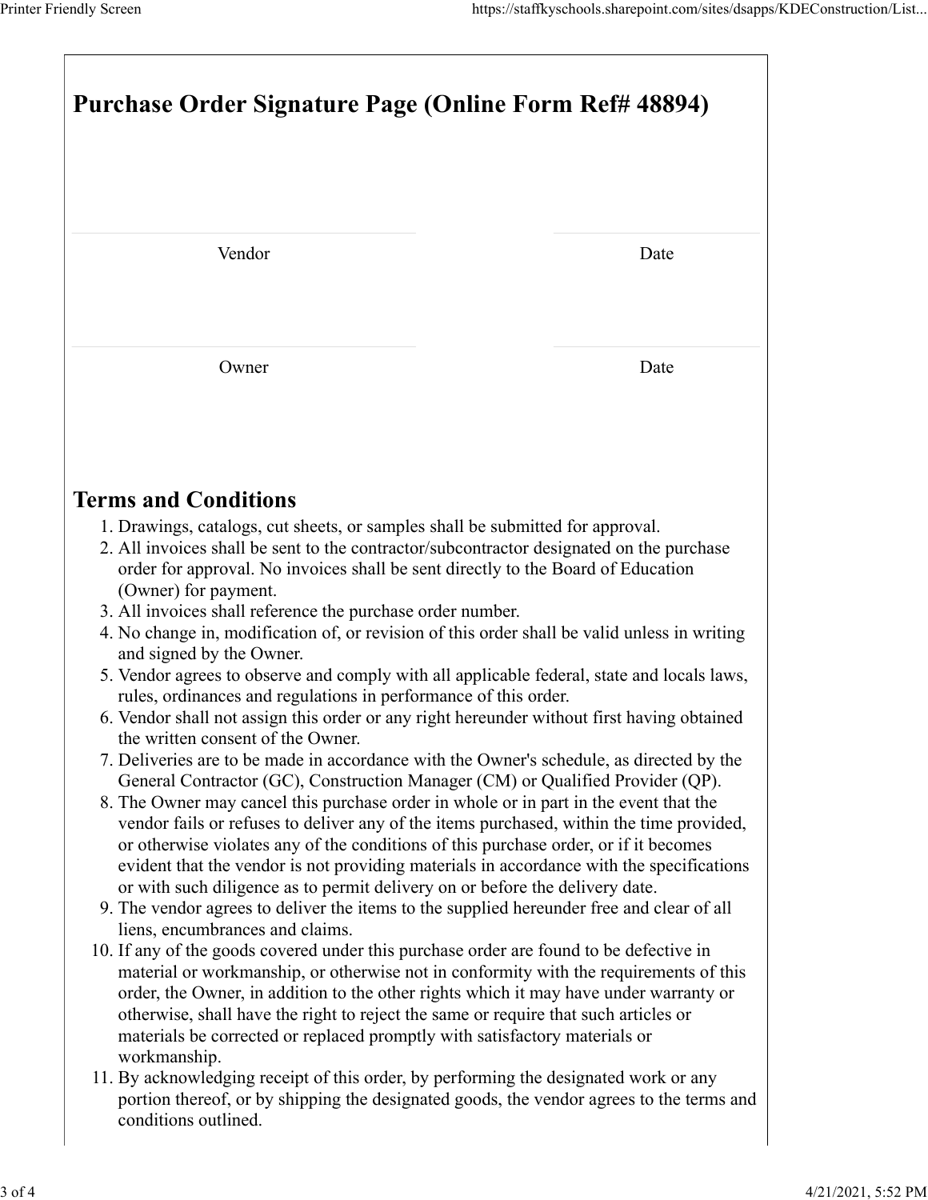# Purchase Order Signature Page (Online Form Ref# 48894)

| | |
|---|---|
| Vendor | Date |
| Owner | Date |

## Terms and Conditions

1. Drawings, catalogs, cut sheets, or samples shall be submitted for approval.
2. All invoices shall be sent to the contractor/subcontractor designated on the purchase order for approval. No invoices shall be sent directly to the Board of Education (Owner) for payment.
3. All invoices shall reference the purchase order number.
4. No change in, modification of, or revision of this order shall be valid unless in writing and signed by the Owner.
5. Vendor agrees to observe and comply with all applicable federal, state and locals laws, rules, ordinances and regulations in performance of this order.
6. Vendor shall not assign this order or any right hereunder without first having obtained the written consent of the Owner.
7. Deliveries are to be made in accordance with the Owner's schedule, as directed by the General Contractor (GC), Construction Manager (CM) or Qualified Provider (QP).
8. The Owner may cancel this purchase order in whole or in part in the event that the vendor fails or refuses to deliver any of the items purchased, within the time provided, or otherwise violates any of the conditions of this purchase order, or if it becomes evident that the vendor is not providing materials in accordance with the specifications or with such diligence as to permit delivery on or before the delivery date.
9. The vendor agrees to deliver the items to the supplied hereunder free and clear of all liens, encumbrances and claims.
10. If any of the goods covered under this purchase order are found to be defective in material or workmanship, or otherwise not in conformity with the requirements of this order, the Owner, in addition to the other rights which it may have under warranty or otherwise, shall have the right to reject the same or require that such articles or materials be corrected or replaced promptly with satisfactory materials or workmanship.
11. By acknowledging receipt of this order, by performing the designated work or any portion thereof, or by shipping the designated goods, the vendor agrees to the terms and conditions outlined.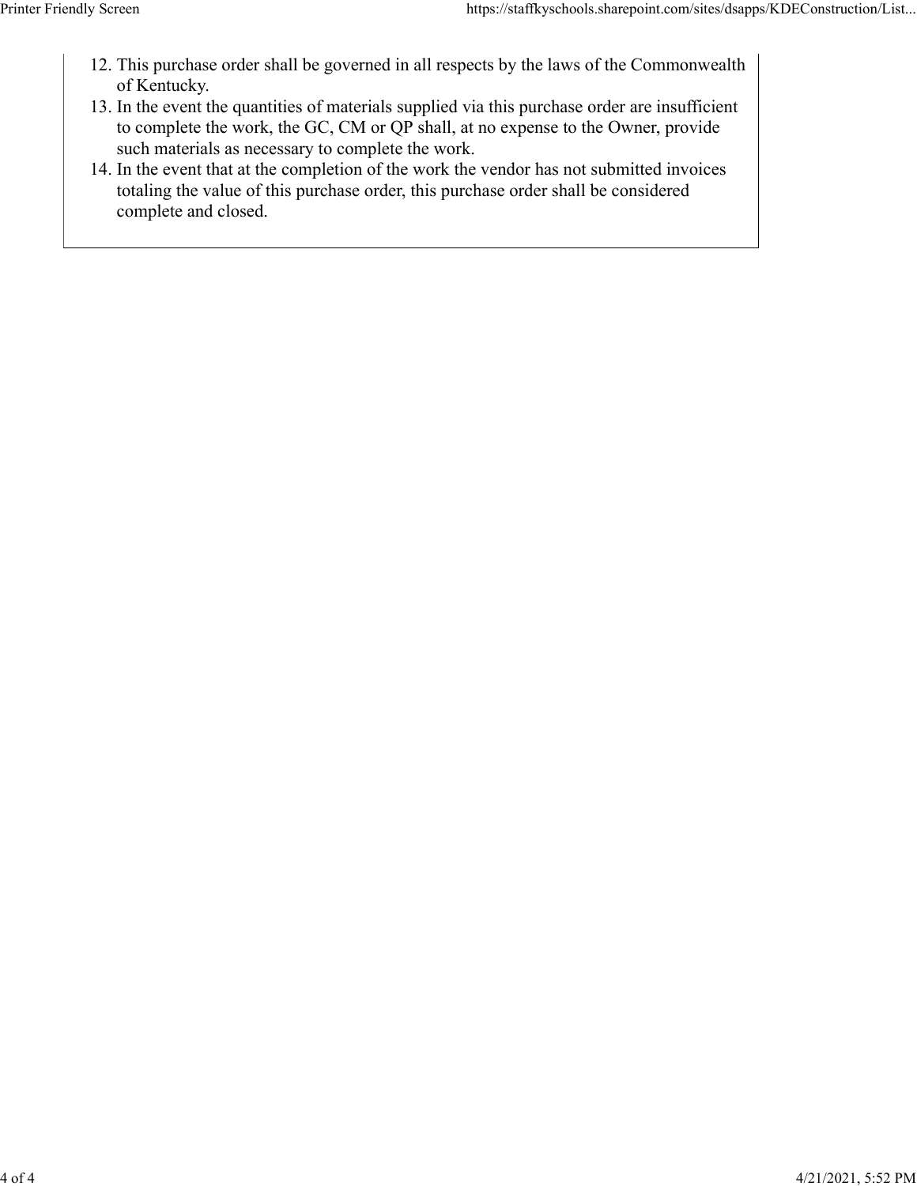12. This purchase order shall be governed in all respects by the laws of the Commonwealth of Kentucky.
13. In the event the quantities of materials supplied via this purchase order are insufficient to complete the work, the GC, CM or QP shall, at no expense to the Owner, provide such materials as necessary to complete the work.
14. In the event that at the completion of the work the vendor has not submitted invoices totaling the value of this purchase order, this purchase order shall be considered complete and closed.